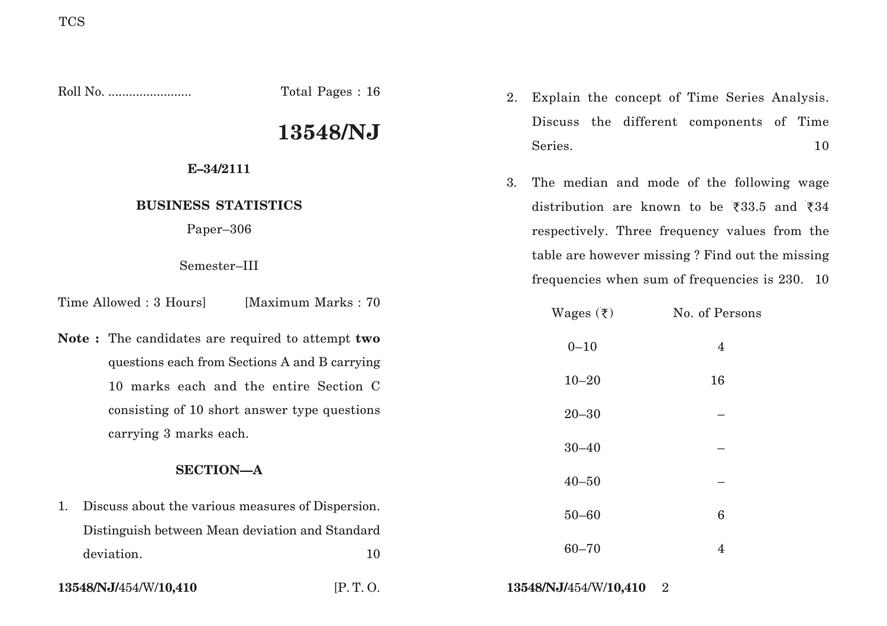TCS

Roll No. ........................ Total Pages : 16

# 13548/NJ

**E–34/2111**

**BUSINESS STATISTICS**

Paper–306

Semester–III

Time Allowed : 3 Hours] [Maximum Marks : 70

**Note :** The candidates are required to attempt **two** questions each from Sections A and B carrying 10 marks each and the entire Section C consisting of 10 short answer type questions carrying 3 marks each.

## SECTION—A

1. Discuss about the various measures of Dispersion. Distinguish between Mean deviation and Standard deviation. 10

2. Explain the concept of Time Series Analysis. Discuss the different components of Time Series. 10

3. The median and mode of the following wage distribution are known to be ₹33.5 and ₹34 respectively. Three frequency values from the table are however missing ? Find out the missing frequencies when sum of frequencies is 230. 10

| Wages (₹) | No. of Persons |
|---|---|
| 0–10 | 4 |
| 10–20 | 16 |
| 20–30 | – |
| 30–40 | – |
| 40–50 | – |
| 50–60 | 6 |
| 60–70 | 4 |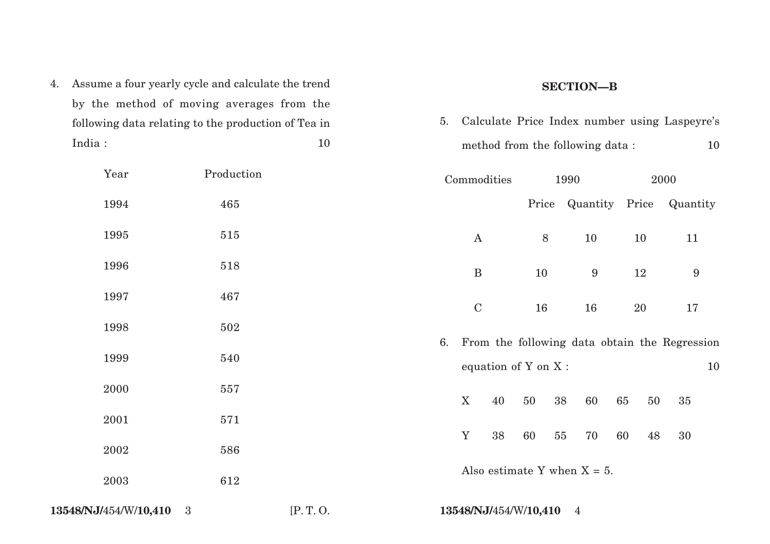4. Assume a four yearly cycle and calculate the trend by the method of moving averages from the following data relating to the production of Tea in India : 10

| Year | Production |
|---|---|
| 1994 | 465 |
| 1995 | 515 |
| 1996 | 518 |
| 1997 | 467 |
| 1998 | 502 |
| 1999 | 540 |
| 2000 | 557 |
| 2001 | 571 |
| 2002 | 586 |
| 2003 | 612 |

## SECTION—B

5. Calculate Price Index number using Laspeyre's method from the following data : 10

| Commodities | 1990 | | 2000 | |
|---|---|---|---|---|
| | Price | Quantity | Price | Quantity |
| A | 8 | 10 | 10 | 11 |
| B | 10 | 9 | 12 | 9 |
| C | 16 | 16 | 20 | 17 |

6. From the following data obtain the Regression equation of Y on X : 10

| X | 40 | 50 | 38 | 60 | 65 | 50 | 35 |
|---|---|---|---|---|---|---|---|
| Y | 38 | 60 | 55 | 70 | 60 | 48 | 30 |

Also estimate Y when X = 5.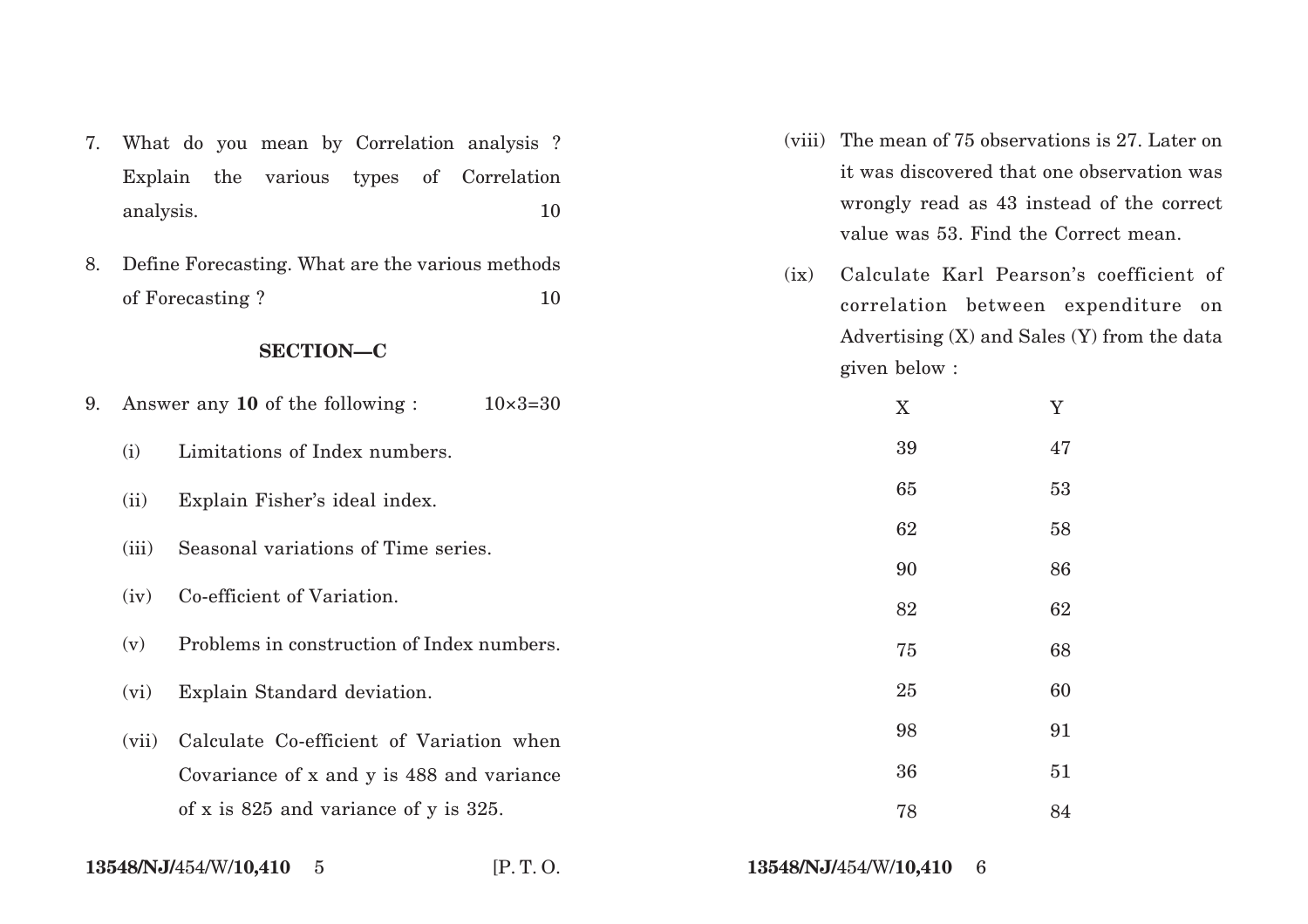7. What do you mean by Correlation analysis ? Explain the various types of Correlation analysis. 10

8. Define Forecasting. What are the various methods of Forecasting ? 10

## SECTION—C

9. Answer any **10** of the following : 10×3=30

   (i) Limitations of Index numbers.

   (ii) Explain Fisher's ideal index.

   (iii) Seasonal variations of Time series.

   (iv) Co-efficient of Variation.

   (v) Problems in construction of Index numbers.

   (vi) Explain Standard deviation.

   (vii) Calculate Co-efficient of Variation when Covariance of x and y is 488 and variance of x is 825 and variance of y is 325.

   (viii) The mean of 75 observations is 27. Later on it was discovered that one observation was wrongly read as 43 instead of the correct value was 53. Find the Correct mean.

   (ix) Calculate Karl Pearson's coefficient of correlation between expenditure on Advertising (X) and Sales (Y) from the data given below :

| X | Y |
|---|---|
| 39 | 47 |
| 65 | 53 |
| 62 | 58 |
| 90 | 86 |
| 82 | 62 |
| 75 | 68 |
| 25 | 60 |
| 98 | 91 |
| 36 | 51 |
| 78 | 84 |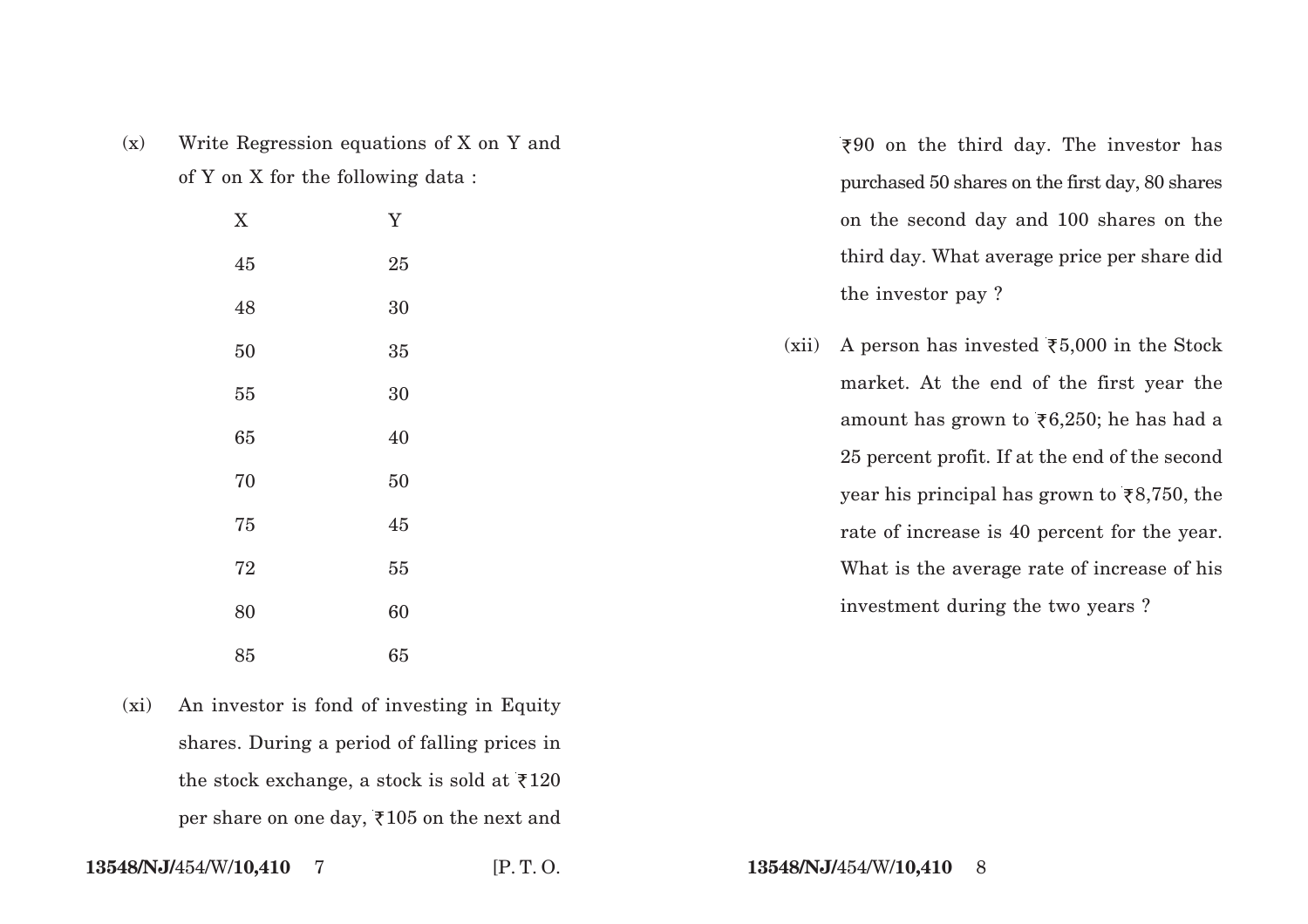(x) Write Regression equations of X on Y and of Y on X for the following data :

| X | Y |
|---|---|
| 45 | 25 |
| 48 | 30 |
| 50 | 35 |
| 55 | 30 |
| 65 | 40 |
| 70 | 50 |
| 75 | 45 |
| 72 | 55 |
| 80 | 60 |
| 85 | 65 |

(xi) An investor is fond of investing in Equity shares. During a period of falling prices in the stock exchange, a stock is sold at ₹120 per share on one day, ₹105 on the next and ₹90 on the third day. The investor has purchased 50 shares on the first day, 80 shares on the second day and 100 shares on the third day. What average price per share did the investor pay ?

(xii) A person has invested ₹5,000 in the Stock market. At the end of the first year the amount has grown to ₹6,250; he has had a 25 percent profit. If at the end of the second year his principal has grown to ₹8,750, the rate of increase is 40 percent for the year. What is the average rate of increase of his investment during the two years ?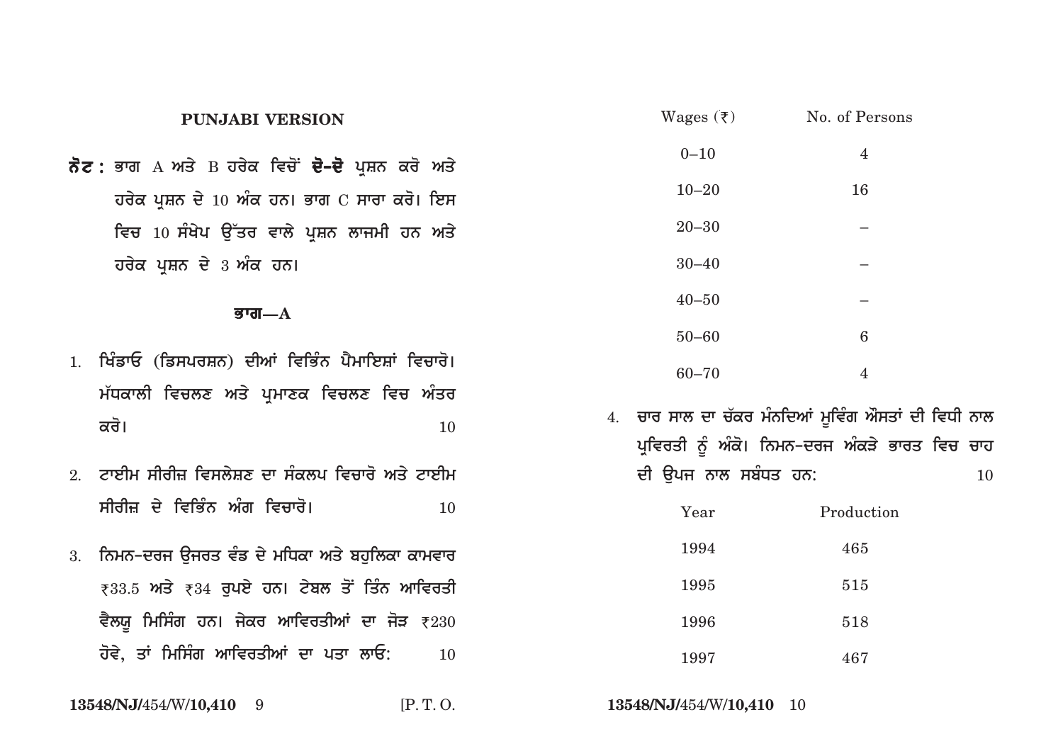## PUNJABI VERSION

**ਨੋਟ :** ਭਾਗ A ਅਤੇ B ਹਰੇਕ ਵਿਚੋਂ **ਦੋ-ਦੋ** ਪ੍ਰਸ਼ਨ ਕਰੋ ਅਤੇ ਹਰੇਕ ਪ੍ਰਸ਼ਨ ਦੇ 10 ਅੰਕ ਹਨ। ਭਾਗ C ਸਾਰਾ ਕਰੋ। ਇਸ ਵਿਚ 10 ਸੰਖੇਪ ਉੱਤਰ ਵਾਲੇ ਪ੍ਰਸ਼ਨ ਲਾਜਮੀ ਹਨ ਅਤੇ ਹਰੇਕ ਪ੍ਰਸ਼ਨ ਦੇ 3 ਅੰਕ ਹਨ।

### ਭਾਗ—A

1. ਖਿੰਡਾਓ (ਡਿਸਪਰਸ਼ਨ) ਦੀਆਂ ਵਿਭਿੰਨ ਪੈਮਾਇਸ਼ਾਂ ਵਿਚਾਰੋ। ਮੱਧਕਾਲੀ ਵਿਚਲਣ ਅਤੇ ਪ੍ਰਮਾਣਕ ਵਿਚਲਣ ਵਿਚ ਅੰਤਰ ਕਰੋ। 10

2. ਟਾਈਮ ਸੀਰੀਜ਼ ਵਿਸਲੇਸ਼ਣ ਦਾ ਸੰਕਲਪ ਵਿਚਾਰੋ ਅਤੇ ਟਾਈਮ ਸੀਰੀਜ਼ ਦੇ ਵਿਭਿੰਨ ਅੰਗ ਵਿਚਾਰੋ। 10

3. ਨਿਮਨ-ਦਰਜ ਉਜਰਤ ਵੰਡ ਦੇ ਮਧਿਕਾ ਅਤੇ ਬਹੁਲਿਕਾ ਕਾਮਵਾਰ ₹33.5 ਅਤੇ ₹34 ਰੁਪਏ ਹਨ। ਟੇਬਲ ਤੋਂ ਤਿੰਨ ਆਵਿਰਤੀ ਵੈਲਯੂ ਮਿਸਿੰਗ ਹਨ। ਜੇਕਰ ਆਵਿਰਤੀਆਂ ਦਾ ਜੋੜ ₹230 ਹੋਵੇ, ਤਾਂ ਮਿਸਿੰਗ ਆਵਿਰਤੀਆਂ ਦਾ ਪਤਾ ਲਾਓ: 10

| Wages (₹) | No. of Persons |
|---|---|
| 0–10 | 4 |
| 10–20 | 16 |
| 20–30 | – |
| 30–40 | – |
| 40–50 | – |
| 50–60 | 6 |
| 60–70 | 4 |

4. ਚਾਰ ਸਾਲ ਦਾ ਚੱਕਰ ਮੰਨਦਿਆਂ ਮੂਵਿੰਗ ਔਸਤਾਂ ਦੀ ਵਿਧੀ ਨਾਲ ਪ੍ਰਵਿਰਤੀ ਨੂੰ ਅੰਕੋ। ਨਿਮਨ-ਦਰਜ ਅੰਕੜੇ ਭਾਰਤ ਵਿਚ ਚਾਹ ਦੀ ਉਪਜ ਨਾਲ ਸਬੰਧਤ ਹਨ: 10

| Year | Production |
|---|---|
| 1994 | 465 |
| 1995 | 515 |
| 1996 | 518 |
| 1997 | 467 |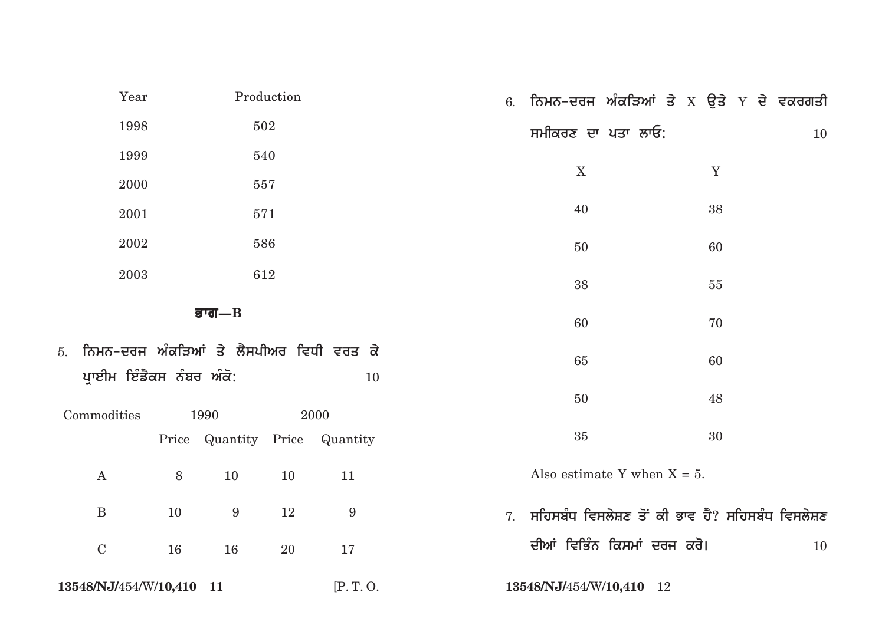| Year | Production |
|---|---|
| 1998 | 502 |
| 1999 | 540 |
| 2000 | 557 |
| 2001 | 571 |
| 2002 | 586 |
| 2003 | 612 |

## ਭਾਗ—B

5. ਨਿਮਨ-ਦਰਜ ਅੰਕੜਿਆਂ ਤੇ ਲੈਸਪੀਅਰ ਵਿਧੀ ਵਰਤ ਕੇ ਪ੍ਰਾਈਮ ਇੰਡੈਕਸ ਨੰਬਰ ਅੰਕੋ: 10

| Commodities | 1990 | | 2000 | |
|---|---|---|---|---|
| | Price | Quantity | Price | Quantity |
| A | 8 | 10 | 10 | 11 |
| B | 10 | 9 | 12 | 9 |
| C | 16 | 16 | 20 | 17 |

6. ਨਿਮਨ-ਦਰਜ ਅੰਕੜਿਆਂ ਤੇ X ਉਤੇ Y ਦੇ ਵਕਰਗਤੀ ਸਮੀਕਰਣ ਦਾ ਪਤਾ ਲਾਓ: 10

| X | Y |
|---|---|
| 40 | 38 |
| 50 | 60 |
| 38 | 55 |
| 60 | 70 |
| 65 | 60 |
| 50 | 48 |
| 35 | 30 |

Also estimate Y when X = 5.

7. ਸਹਿਸਬੰਧ ਵਿਸਲੇਸ਼ਣ ਤੋਂ ਕੀ ਭਾਵ ਹੈ? ਸਹਿਸਬੰਧ ਵਿਸਲੇਸ਼ਣ ਦੀਆਂ ਵਿਭਿੰਨ ਕਿਸਮਾਂ ਦਰਜ ਕਰੋ। 10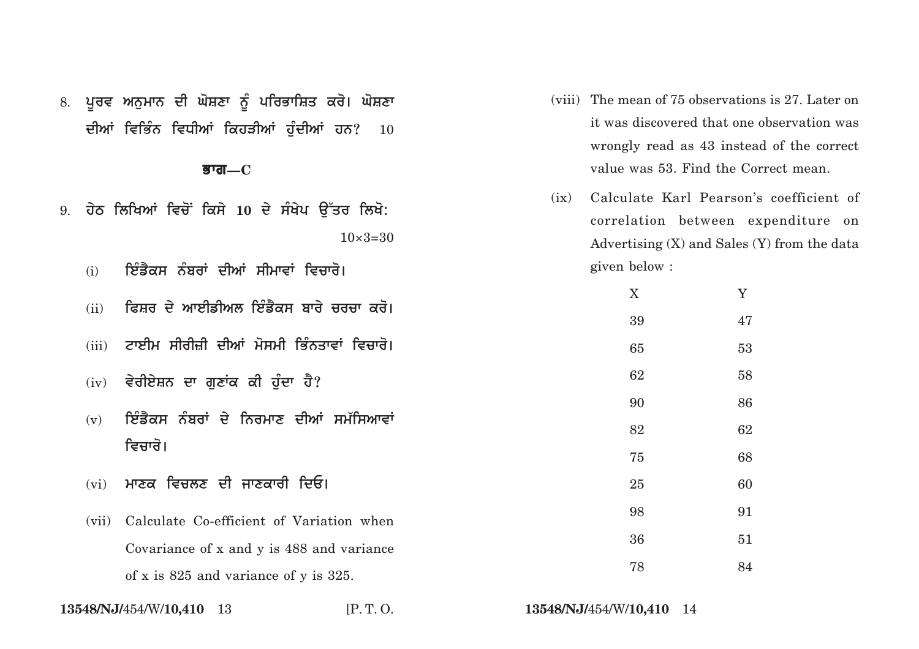8. ਪੂਰਵ ਅਨੁਮਾਨ ਦੀ ਘੋਸ਼ਣਾ ਨੂੰ ਪਰਿਭਾਸ਼ਿਤ ਕਰੋ। ਘੋਸ਼ਣਾ ਦੀਆਂ ਵਿਭਿੰਨ ਵਿਧੀਆਂ ਕਿਹੜੀਆਂ ਹੁੰਦੀਆਂ ਹਨ? 10

## ਭਾਗ—C

9. ਹੇਠ ਲਿਖਿਆਂ ਵਿਚੋਂ ਕਿਸੇ **10** ਦੇ ਸੰਖੇਪ ਉੱਤਰ ਲਿਖੋ: $10 \times 3 = 30$

   (i) ਇੰਡੈਕਸ ਨੰਬਰਾਂ ਦੀਆਂ ਸੀਮਾਵਾਂ ਵਿਚਾਰੋ।

   (ii) ਫਿਸ਼ਰ ਦੇ ਆਈਡੀਅਲ ਇੰਡੈਕਸ ਬਾਰੇ ਚਰਚਾ ਕਰੋ।

   (iii) ਟਾਈਮ ਸੀਰੀਜ਼ੀ ਦੀਆਂ ਮੌਸਮੀ ਭਿੰਨਤਾਵਾਂ ਵਿਚਾਰੋ।

   (iv) ਵੇਰੀਏਸ਼ਨ ਦਾ ਗੁਣਾਂਕ ਕੀ ਹੁੰਦਾ ਹੈ?

   (v) ਇੰਡੈਕਸ ਨੰਬਰਾਂ ਦੇ ਨਿਰਮਾਣ ਦੀਆਂ ਸਮੱਸਿਆਵਾਂ ਵਿਚਾਰੋ।

   (vi) ਮਾਣਕ ਵਿਚਲਣ ਦੀ ਜਾਣਕਾਰੀ ਦਿਓ।

   (vii) Calculate Co-efficient of Variation when Covariance of x and y is 488 and variance of x is 825 and variance of y is 325.

   (viii) The mean of 75 observations is 27. Later on it was discovered that one observation was wrongly read as 43 instead of the correct value was 53. Find the Correct mean.

   (ix) Calculate Karl Pearson's coefficient of correlation between expenditure on Advertising (X) and Sales (Y) from the data given below :

| X | Y |
|---|---|
| 39 | 47 |
| 65 | 53 |
| 62 | 58 |
| 90 | 86 |
| 82 | 62 |
| 75 | 68 |
| 25 | 60 |
| 98 | 91 |
| 36 | 51 |
| 78 | 84 |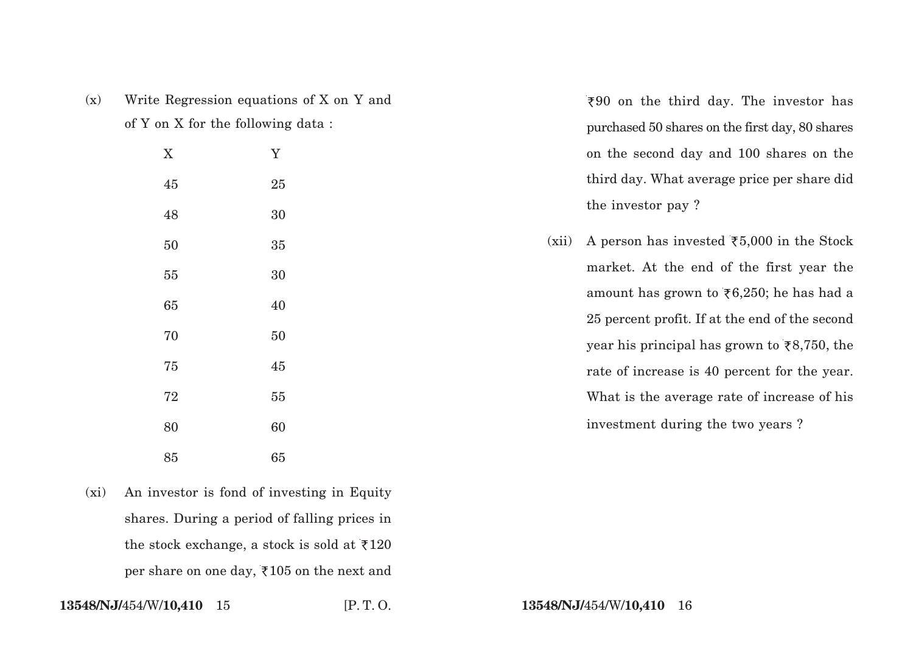(x) Write Regression equations of X on Y and of Y on X for the following data :

| X | Y |
|---|---|
| 45 | 25 |
| 48 | 30 |
| 50 | 35 |
| 55 | 30 |
| 65 | 40 |
| 70 | 50 |
| 75 | 45 |
| 72 | 55 |
| 80 | 60 |
| 85 | 65 |

(xi) An investor is fond of investing in Equity shares. During a period of falling prices in the stock exchange, a stock is sold at ₹120 per share on one day, ₹105 on the next and ₹90 on the third day. The investor has purchased 50 shares on the first day, 80 shares on the second day and 100 shares on the third day. What average price per share did the investor pay ?

(xii) A person has invested ₹5,000 in the Stock market. At the end of the first year the amount has grown to ₹6,250; he has had a 25 percent profit. If at the end of the second year his principal has grown to ₹8,750, the rate of increase is 40 percent for the year. What is the average rate of increase of his investment during the two years ?